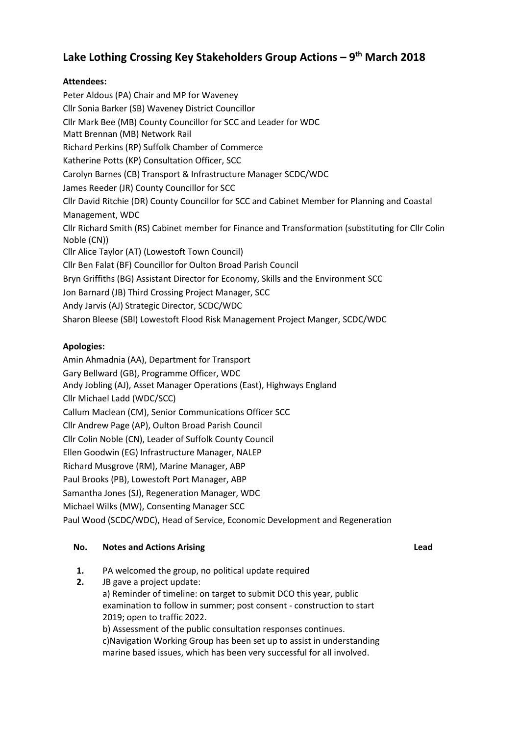# Lake Lothing Crossing Key Stakeholders Group Actions – 9th March 2018

**Attendees:**

Peter Aldous (PA) Chair and MP for Waveney
Cllr Sonia Barker (SB) Waveney District Councillor
Cllr Mark Bee (MB) County Councillor for SCC and Leader for WDC
Matt Brennan (MB) Network Rail
Richard Perkins (RP) Suffolk Chamber of Commerce
Katherine Potts (KP) Consultation Officer, SCC
Carolyn Barnes (CB) Transport & Infrastructure Manager SCDC/WDC
James Reeder (JR) County Councillor for SCC
Cllr David Ritchie (DR) County Councillor for SCC and Cabinet Member for Planning and Coastal Management, WDC
Cllr Richard Smith (RS) Cabinet member for Finance and Transformation (substituting for Cllr Colin Noble (CN))
Cllr Alice Taylor (AT) (Lowestoft Town Council)
Cllr Ben Falat (BF) Councillor for Oulton Broad Parish Council
Bryn Griffiths (BG) Assistant Director for Economy, Skills and the Environment SCC
Jon Barnard (JB) Third Crossing Project Manager, SCC
Andy Jarvis (AJ) Strategic Director, SCDC/WDC
Sharon Bleese (SBl) Lowestoft Flood Risk Management Project Manger, SCDC/WDC

**Apologies:**

Amin Ahmadnia (AA), Department for Transport
Gary Bellward (GB), Programme Officer, WDC
Andy Jobling (AJ), Asset Manager Operations (East), Highways England
Cllr Michael Ladd (WDC/SCC)
Callum Maclean (CM), Senior Communications Officer SCC
Cllr Andrew Page (AP), Oulton Broad Parish Council
Cllr Colin Noble (CN), Leader of Suffolk County Council
Ellen Goodwin (EG) Infrastructure Manager, NALEP
Richard Musgrove (RM), Marine Manager, ABP
Paul Brooks (PB), Lowestoft Port Manager, ABP
Samantha Jones (SJ), Regeneration Manager, WDC
Michael Wilks (MW), Consenting Manager SCC
Paul Wood (SCDC/WDC), Head of Service, Economic Development and Regeneration

| No. | Notes and Actions Arising | Lead |
|---|---|---|
| **1.** | PA welcomed the group, no political update required | |
| **2.** | JB gave a project update:<br>a) Reminder of timeline: on target to submit DCO this year, public examination to follow in summer; post consent - construction to start 2019; open to traffic 2022.<br>b) Assessment of the public consultation responses continues.<br>c)Navigation Working Group has been set up to assist in understanding marine based issues, which has been very successful for all involved. | |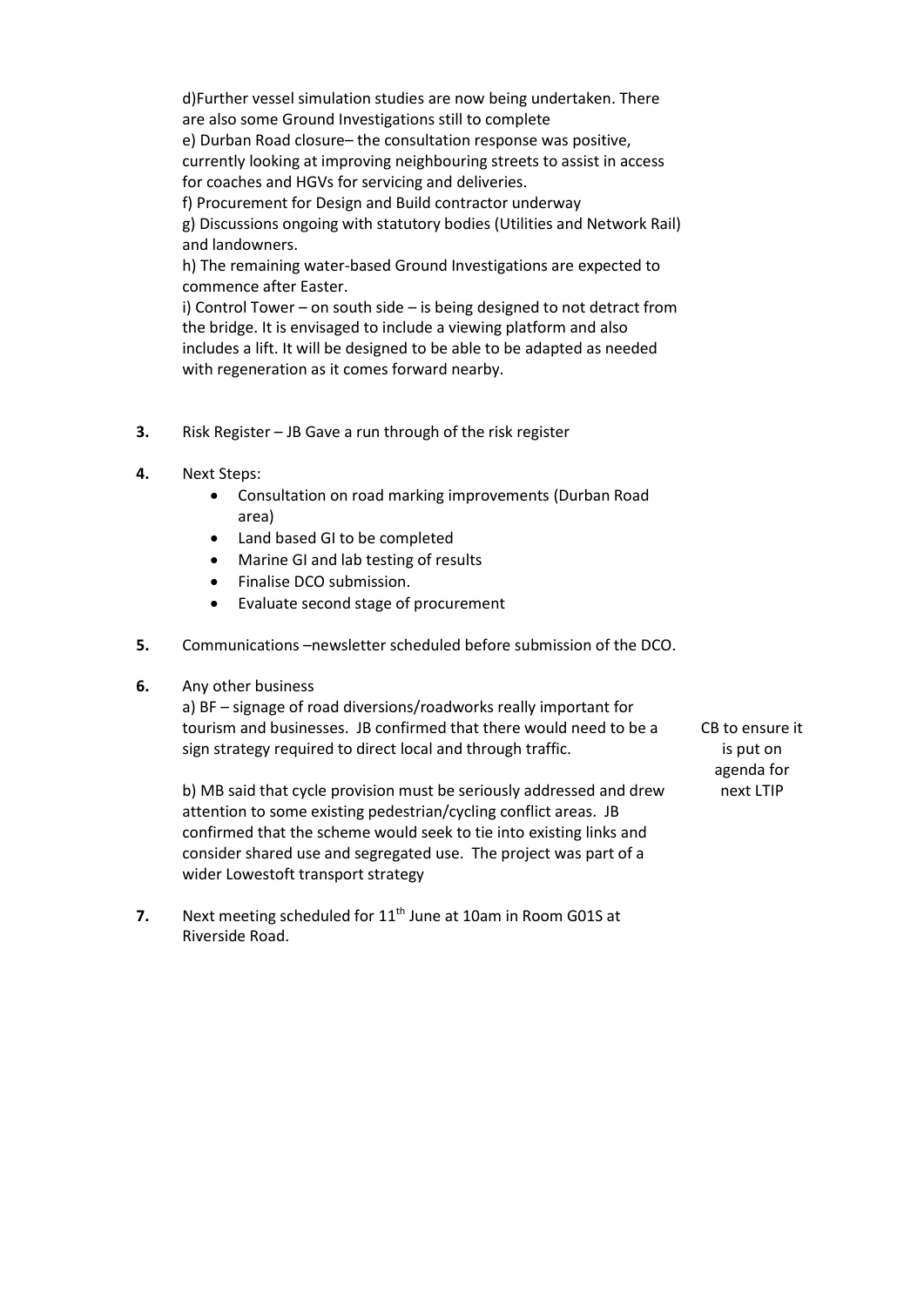d)Further vessel simulation studies are now being undertaken. There are also some Ground Investigations still to complete

e) Durban Road closure– the consultation response was positive, currently looking at improving neighbouring streets to assist in access for coaches and HGVs for servicing and deliveries.

f) Procurement for Design and Build contractor underway

g) Discussions ongoing with statutory bodies (Utilities and Network Rail) and landowners.

h) The remaining water-based Ground Investigations are expected to commence after Easter.

i) Control Tower – on south side – is being designed to not detract from the bridge. It is envisaged to include a viewing platform and also includes a lift. It will be designed to be able to be adapted as needed with regeneration as it comes forward nearby.

**3.** Risk Register – JB Gave a run through of the risk register

**4.** Next Steps:

- Consultation on road marking improvements (Durban Road area)
- Land based GI to be completed
- Marine GI and lab testing of results
- Finalise DCO submission.
- Evaluate second stage of procurement

**5.** Communications –newsletter scheduled before submission of the DCO.

**6.** Any other business

a) BF – signage of road diversions/roadworks really important for tourism and businesses. JB confirmed that there would need to be a sign strategy required to direct local and through traffic.

CB to ensure it is put on agenda for next LTIP

b) MB said that cycle provision must be seriously addressed and drew attention to some existing pedestrian/cycling conflict areas. JB confirmed that the scheme would seek to tie into existing links and consider shared use and segregated use. The project was part of a wider Lowestoft transport strategy

**7.** Next meeting scheduled for 11th June at 10am in Room G01S at Riverside Road.